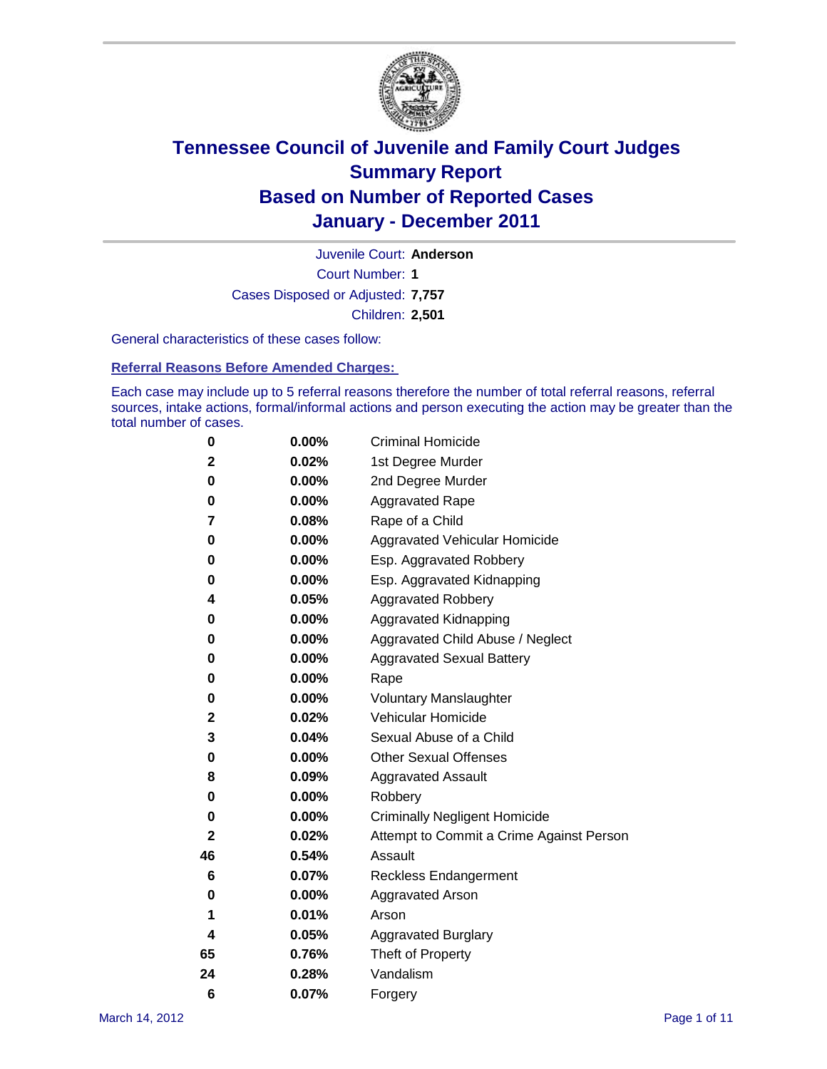# Tennessee Council of Juvenile and Family Court Judges
## Summary Report
## Based on Number of Reported Cases
## January - December 2011

Juvenile Court: **Anderson**

Court Number: **1**

Cases Disposed or Adjusted: **7,757**

Children: **2,501**

General characteristics of these cases follow:

### Referral Reasons Before Amended Charges:

Each case may include up to 5 referral reasons therefore the number of total referral reasons, referral sources, intake actions, formal/informal actions and person executing the action may be greater than the total number of cases.

| Count | Percent | Referral Reason |
|---|---|---|
| 0 | 0.00% | Criminal Homicide |
| 2 | 0.02% | 1st Degree Murder |
| 0 | 0.00% | 2nd Degree Murder |
| 0 | 0.00% | Aggravated Rape |
| 7 | 0.08% | Rape of a Child |
| 0 | 0.00% | Aggravated Vehicular Homicide |
| 0 | 0.00% | Esp. Aggravated Robbery |
| 0 | 0.00% | Esp. Aggravated Kidnapping |
| 4 | 0.05% | Aggravated Robbery |
| 0 | 0.00% | Aggravated Kidnapping |
| 0 | 0.00% | Aggravated Child Abuse / Neglect |
| 0 | 0.00% | Aggravated Sexual Battery |
| 0 | 0.00% | Rape |
| 0 | 0.00% | Voluntary Manslaughter |
| 2 | 0.02% | Vehicular Homicide |
| 3 | 0.04% | Sexual Abuse of a Child |
| 0 | 0.00% | Other Sexual Offenses |
| 8 | 0.09% | Aggravated Assault |
| 0 | 0.00% | Robbery |
| 0 | 0.00% | Criminally Negligent Homicide |
| 2 | 0.02% | Attempt to Commit a Crime Against Person |
| 46 | 0.54% | Assault |
| 6 | 0.07% | Reckless Endangerment |
| 0 | 0.00% | Aggravated Arson |
| 1 | 0.01% | Arson |
| 4 | 0.05% | Aggravated Burglary |
| 65 | 0.76% | Theft of Property |
| 24 | 0.28% | Vandalism |
| 6 | 0.07% | Forgery |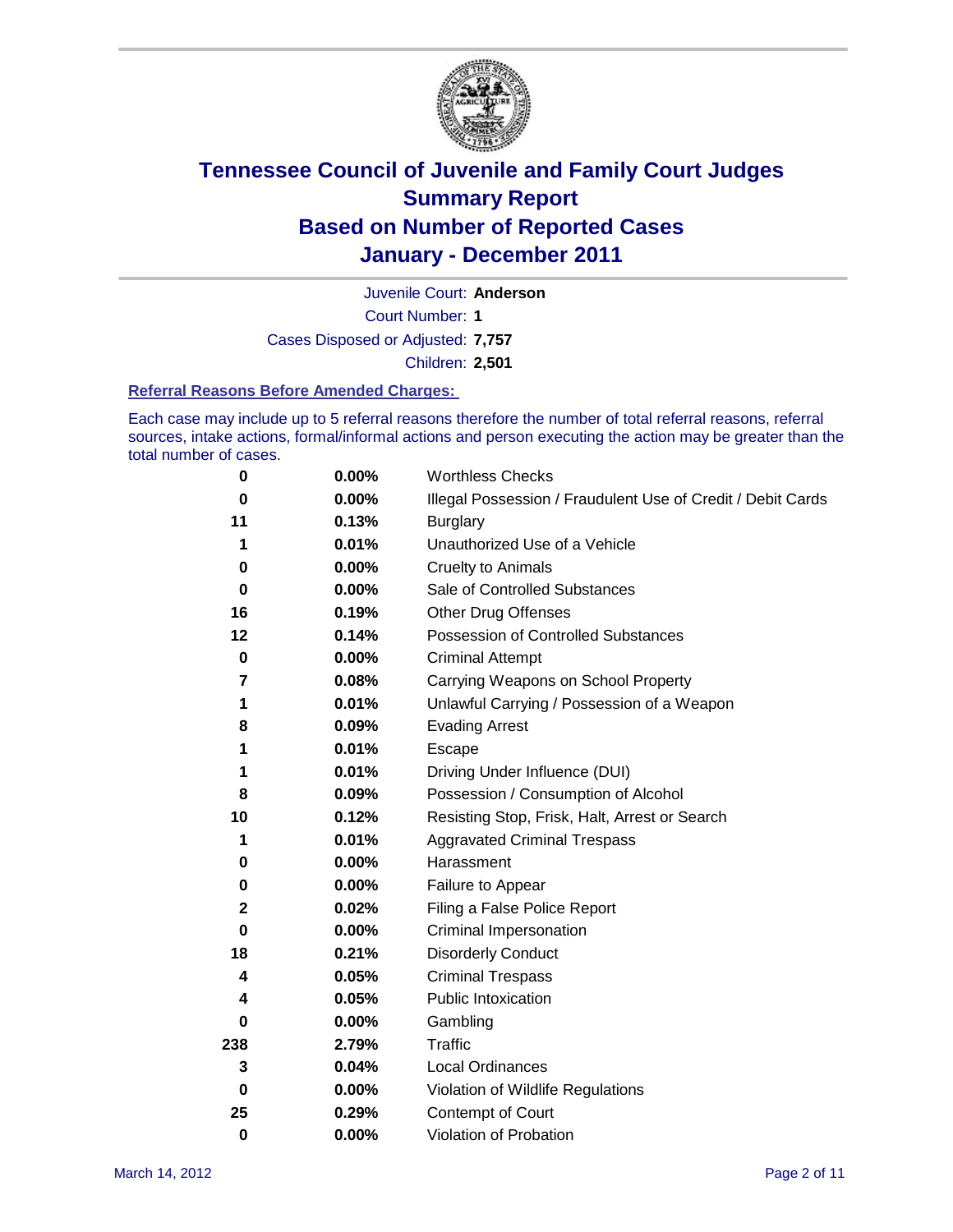# Tennessee Council of Juvenile and Family Court Judges
## Summary Report
## Based on Number of Reported Cases
## January - December 2011

Juvenile Court: **Anderson**

Court Number: **1**

Cases Disposed or Adjusted: **7,757**

Children: **2,501**

### Referral Reasons Before Amended Charges:

Each case may include up to 5 referral reasons therefore the number of total referral reasons, referral sources, intake actions, formal/informal actions and person executing the action may be greater than the total number of cases.

| | | |
|---|---|---|
| 0 | 0.00% | Worthless Checks |
| 0 | 0.00% | Illegal Possession / Fraudulent Use of Credit / Debit Cards |
| 11 | 0.13% | Burglary |
| 1 | 0.01% | Unauthorized Use of a Vehicle |
| 0 | 0.00% | Cruelty to Animals |
| 0 | 0.00% | Sale of Controlled Substances |
| 16 | 0.19% | Other Drug Offenses |
| 12 | 0.14% | Possession of Controlled Substances |
| 0 | 0.00% | Criminal Attempt |
| 7 | 0.08% | Carrying Weapons on School Property |
| 1 | 0.01% | Unlawful Carrying / Possession of a Weapon |
| 8 | 0.09% | Evading Arrest |
| 1 | 0.01% | Escape |
| 1 | 0.01% | Driving Under Influence (DUI) |
| 8 | 0.09% | Possession / Consumption of Alcohol |
| 10 | 0.12% | Resisting Stop, Frisk, Halt, Arrest or Search |
| 1 | 0.01% | Aggravated Criminal Trespass |
| 0 | 0.00% | Harassment |
| 0 | 0.00% | Failure to Appear |
| 2 | 0.02% | Filing a False Police Report |
| 0 | 0.00% | Criminal Impersonation |
| 18 | 0.21% | Disorderly Conduct |
| 4 | 0.05% | Criminal Trespass |
| 4 | 0.05% | Public Intoxication |
| 0 | 0.00% | Gambling |
| 238 | 2.79% | Traffic |
| 3 | 0.04% | Local Ordinances |
| 0 | 0.00% | Violation of Wildlife Regulations |
| 25 | 0.29% | Contempt of Court |
| 0 | 0.00% | Violation of Probation |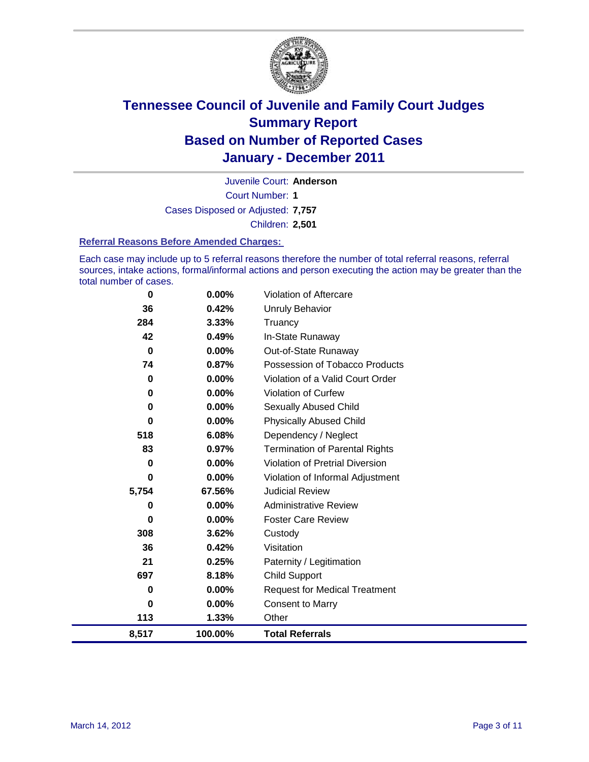# Tennessee Council of Juvenile and Family Court Judges
## Summary Report
## Based on Number of Reported Cases
## January - December 2011

Juvenile Court: **Anderson**

Court Number: **1**

Cases Disposed or Adjusted: **7,757**

Children: **2,501**

### Referral Reasons Before Amended Charges:

Each case may include up to 5 referral reasons therefore the number of total referral reasons, referral sources, intake actions, formal/informal actions and person executing the action may be greater than the total number of cases.

| Count | Percent | Referral Reason |
|---|---|---|
| 0 | 0.00% | Violation of Aftercare |
| 36 | 0.42% | Unruly Behavior |
| 284 | 3.33% | Truancy |
| 42 | 0.49% | In-State Runaway |
| 0 | 0.00% | Out-of-State Runaway |
| 74 | 0.87% | Possession of Tobacco Products |
| 0 | 0.00% | Violation of a Valid Court Order |
| 0 | 0.00% | Violation of Curfew |
| 0 | 0.00% | Sexually Abused Child |
| 0 | 0.00% | Physically Abused Child |
| 518 | 6.08% | Dependency / Neglect |
| 83 | 0.97% | Termination of Parental Rights |
| 0 | 0.00% | Violation of Pretrial Diversion |
| 0 | 0.00% | Violation of Informal Adjustment |
| 5,754 | 67.56% | Judicial Review |
| 0 | 0.00% | Administrative Review |
| 0 | 0.00% | Foster Care Review |
| 308 | 3.62% | Custody |
| 36 | 0.42% | Visitation |
| 21 | 0.25% | Paternity / Legitimation |
| 697 | 8.18% | Child Support |
| 0 | 0.00% | Request for Medical Treatment |
| 0 | 0.00% | Consent to Marry |
| 113 | 1.33% | Other |
| **8,517** | **100.00%** | **Total Referrals** |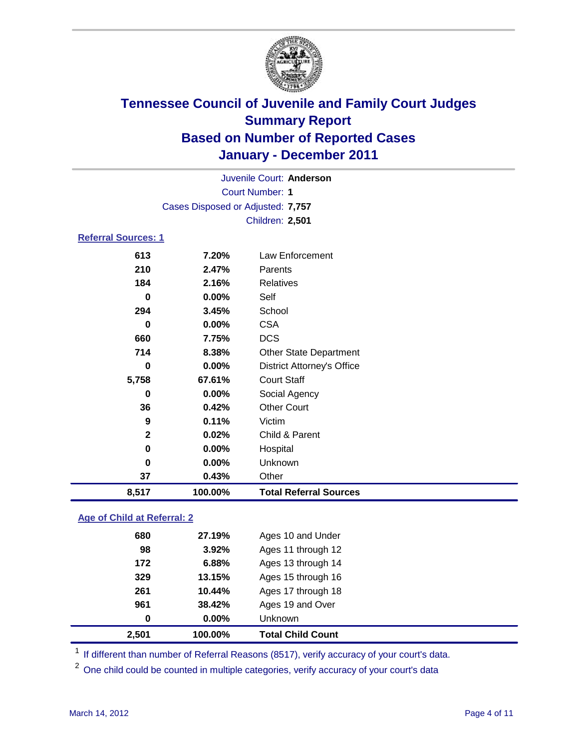# Tennessee Council of Juvenile and Family Court Judges
## Summary Report
## Based on Number of Reported Cases
## January - December 2011

Juvenile Court: **Anderson**

Court Number: **1**

Cases Disposed or Adjusted: **7,757**

Children: **2,501**

### Referral Sources: 1

| | | |
|---|---|---|
| 613 | 7.20% | Law Enforcement |
| 210 | 2.47% | Parents |
| 184 | 2.16% | Relatives |
| 0 | 0.00% | Self |
| 294 | 3.45% | School |
| 0 | 0.00% | CSA |
| 660 | 7.75% | DCS |
| 714 | 8.38% | Other State Department |
| 0 | 0.00% | District Attorney's Office |
| 5,758 | 67.61% | Court Staff |
| 0 | 0.00% | Social Agency |
| 36 | 0.42% | Other Court |
| 9 | 0.11% | Victim |
| 2 | 0.02% | Child & Parent |
| 0 | 0.00% | Hospital |
| 0 | 0.00% | Unknown |
| 37 | 0.43% | Other |
| **8,517** | **100.00%** | **Total Referral Sources** |

### Age of Child at Referral: 2

| | | |
|---|---|---|
| 680 | 27.19% | Ages 10 and Under |
| 98 | 3.92% | Ages 11 through 12 |
| 172 | 6.88% | Ages 13 through 14 |
| 329 | 13.15% | Ages 15 through 16 |
| 261 | 10.44% | Ages 17 through 18 |
| 961 | 38.42% | Ages 19 and Over |
| 0 | 0.00% | Unknown |
| **2,501** | **100.00%** | **Total Child Count** |

[1] If different than number of Referral Reasons (8517), verify accuracy of your court's data.

[2] One child could be counted in multiple categories, verify accuracy of your court's data

March 14, 2012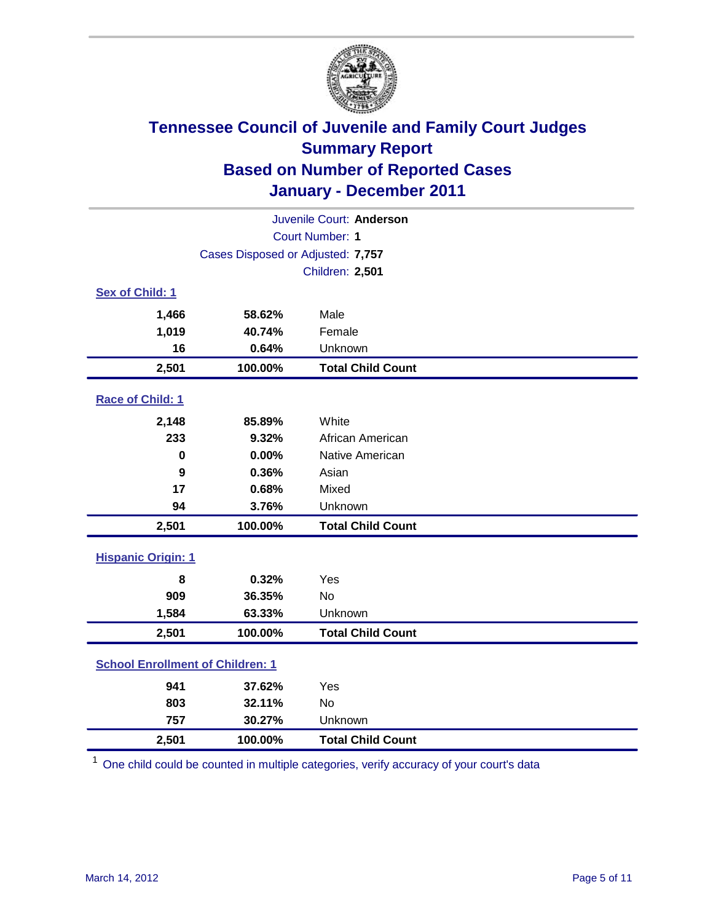# Tennessee Council of Juvenile and Family Court Judges
## Summary Report
## Based on Number of Reported Cases
## January - December 2011

Juvenile Court: **Anderson**
Court Number: **1**
Cases Disposed or Adjusted: **7,757**
Children: **2,501**

### Sex of Child: 1

| | | |
|---|---|---|
| 1,466 | 58.62% | Male |
| 1,019 | 40.74% | Female |
| 16 | 0.64% | Unknown |
| **2,501** | **100.00%** | **Total Child Count** |

### Race of Child: 1

| | | |
|---|---|---|
| 2,148 | 85.89% | White |
| 233 | 9.32% | African American |
| 0 | 0.00% | Native American |
| 9 | 0.36% | Asian |
| 17 | 0.68% | Mixed |
| 94 | 3.76% | Unknown |
| **2,501** | **100.00%** | **Total Child Count** |

### Hispanic Origin: 1

| | | |
|---|---|---|
| 8 | 0.32% | Yes |
| 909 | 36.35% | No |
| 1,584 | 63.33% | Unknown |
| **2,501** | **100.00%** | **Total Child Count** |

### School Enrollment of Children: 1

| | | |
|---|---|---|
| 941 | 37.62% | Yes |
| 803 | 32.11% | No |
| 757 | 30.27% | Unknown |
| **2,501** | **100.00%** | **Total Child Count** |

[1] One child could be counted in multiple categories, verify accuracy of your court's data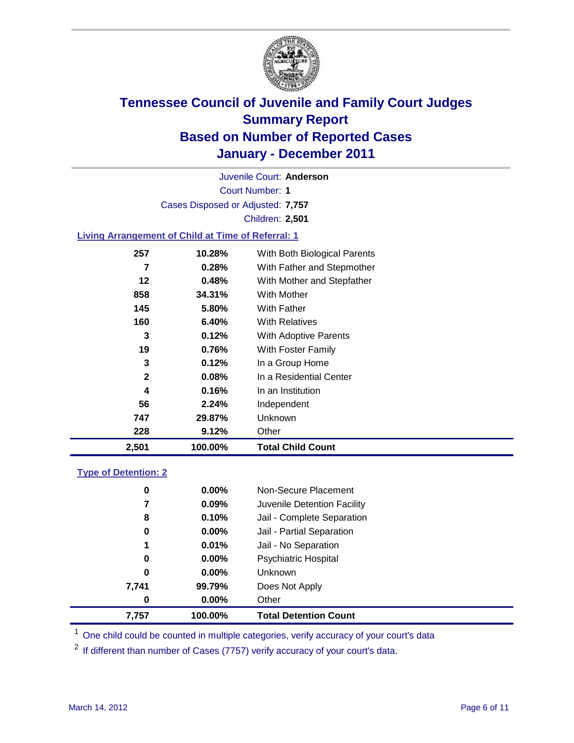# Tennessee Council of Juvenile and Family Court Judges
## Summary Report
## Based on Number of Reported Cases
## January - December 2011

Juvenile Court: **Anderson**
Court Number: **1**
Cases Disposed or Adjusted: **7,757**
Children: **2,501**

### Living Arrangement of Child at Time of Referral: 1

| | | |
|---|---|---|
| 257 | 10.28% | With Both Biological Parents |
| 7 | 0.28% | With Father and Stepmother |
| 12 | 0.48% | With Mother and Stepfather |
| 858 | 34.31% | With Mother |
| 145 | 5.80% | With Father |
| 160 | 6.40% | With Relatives |
| 3 | 0.12% | With Adoptive Parents |
| 19 | 0.76% | With Foster Family |
| 3 | 0.12% | In a Group Home |
| 2 | 0.08% | In a Residential Center |
| 4 | 0.16% | In an Institution |
| 56 | 2.24% | Independent |
| 747 | 29.87% | Unknown |
| 228 | 9.12% | Other |
| **2,501** | **100.00%** | **Total Child Count** |

### Type of Detention: 2

| | | |
|---|---|---|
| 0 | 0.00% | Non-Secure Placement |
| 7 | 0.09% | Juvenile Detention Facility |
| 8 | 0.10% | Jail - Complete Separation |
| 0 | 0.00% | Jail - Partial Separation |
| 1 | 0.01% | Jail - No Separation |
| 0 | 0.00% | Psychiatric Hospital |
| 0 | 0.00% | Unknown |
| 7,741 | 99.79% | Does Not Apply |
| 0 | 0.00% | Other |
| **7,757** | **100.00%** | **Total Detention Count** |

[1] One child could be counted in multiple categories, verify accuracy of your court's data

[2] If different than number of Cases (7757) verify accuracy of your court's data.

March 14, 2012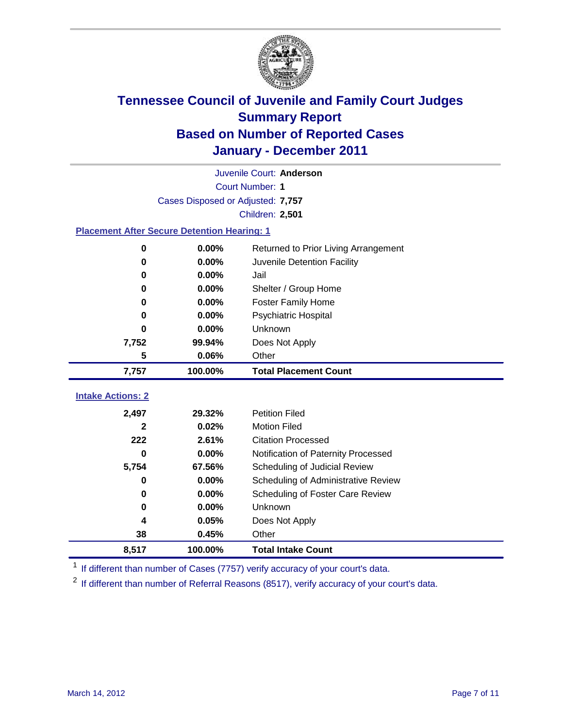# Tennessee Council of Juvenile and Family Court Judges
## Summary Report
## Based on Number of Reported Cases
## January - December 2011

Juvenile Court: **Anderson**

Court Number: **1**

Cases Disposed or Adjusted: **7,757**

Children: **2,501**

### Placement After Secure Detention Hearing: 1

| Count | Percent | Placement |
|---|---|---|
| 0 | 0.00% | Returned to Prior Living Arrangement |
| 0 | 0.00% | Juvenile Detention Facility |
| 0 | 0.00% | Jail |
| 0 | 0.00% | Shelter / Group Home |
| 0 | 0.00% | Foster Family Home |
| 0 | 0.00% | Psychiatric Hospital |
| 0 | 0.00% | Unknown |
| 7,752 | 99.94% | Does Not Apply |
| 5 | 0.06% | Other |
| **7,757** | **100.00%** | **Total Placement Count** |

### Intake Actions: 2

| Count | Percent | Intake Action |
|---|---|---|
| 2,497 | 29.32% | Petition Filed |
| 2 | 0.02% | Motion Filed |
| 222 | 2.61% | Citation Processed |
| 0 | 0.00% | Notification of Paternity Processed |
| 5,754 | 67.56% | Scheduling of Judicial Review |
| 0 | 0.00% | Scheduling of Administrative Review |
| 0 | 0.00% | Scheduling of Foster Care Review |
| 0 | 0.00% | Unknown |
| 4 | 0.05% | Does Not Apply |
| 38 | 0.45% | Other |
| **8,517** | **100.00%** | **Total Intake Count** |

[1] If different than number of Cases (7757) verify accuracy of your court's data.

[2] If different than number of Referral Reasons (8517), verify accuracy of your court's data.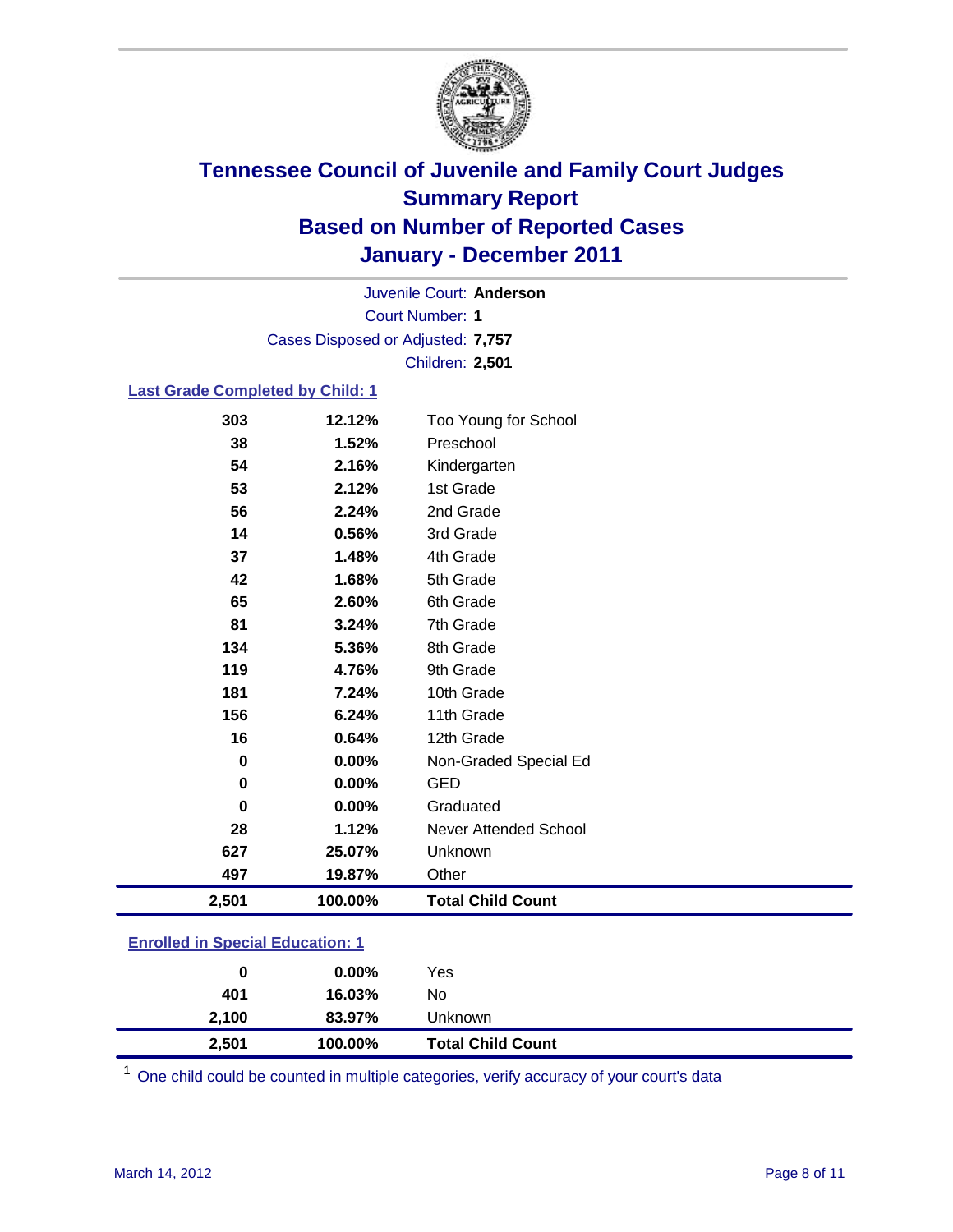# Tennessee Council of Juvenile and Family Court Judges
## Summary Report
## Based on Number of Reported Cases
## January - December 2011

Juvenile Court: **Anderson**

Court Number: **1**

Cases Disposed or Adjusted: **7,757**

Children: **2,501**

### Last Grade Completed by Child: 1

| | | |
|---|---|---|
| 303 | 12.12% | Too Young for School |
| 38 | 1.52% | Preschool |
| 54 | 2.16% | Kindergarten |
| 53 | 2.12% | 1st Grade |
| 56 | 2.24% | 2nd Grade |
| 14 | 0.56% | 3rd Grade |
| 37 | 1.48% | 4th Grade |
| 42 | 1.68% | 5th Grade |
| 65 | 2.60% | 6th Grade |
| 81 | 3.24% | 7th Grade |
| 134 | 5.36% | 8th Grade |
| 119 | 4.76% | 9th Grade |
| 181 | 7.24% | 10th Grade |
| 156 | 6.24% | 11th Grade |
| 16 | 0.64% | 12th Grade |
| 0 | 0.00% | Non-Graded Special Ed |
| 0 | 0.00% | GED |
| 0 | 0.00% | Graduated |
| 28 | 1.12% | Never Attended School |
| 627 | 25.07% | Unknown |
| 497 | 19.87% | Other |
| **2,501** | **100.00%** | **Total Child Count** |

### Enrolled in Special Education: 1

| | | |
|---|---|---|
| 0 | 0.00% | Yes |
| 401 | 16.03% | No |
| 2,100 | 83.97% | Unknown |
| **2,501** | **100.00%** | **Total Child Count** |

[1] One child could be counted in multiple categories, verify accuracy of your court's data

March 14, 2012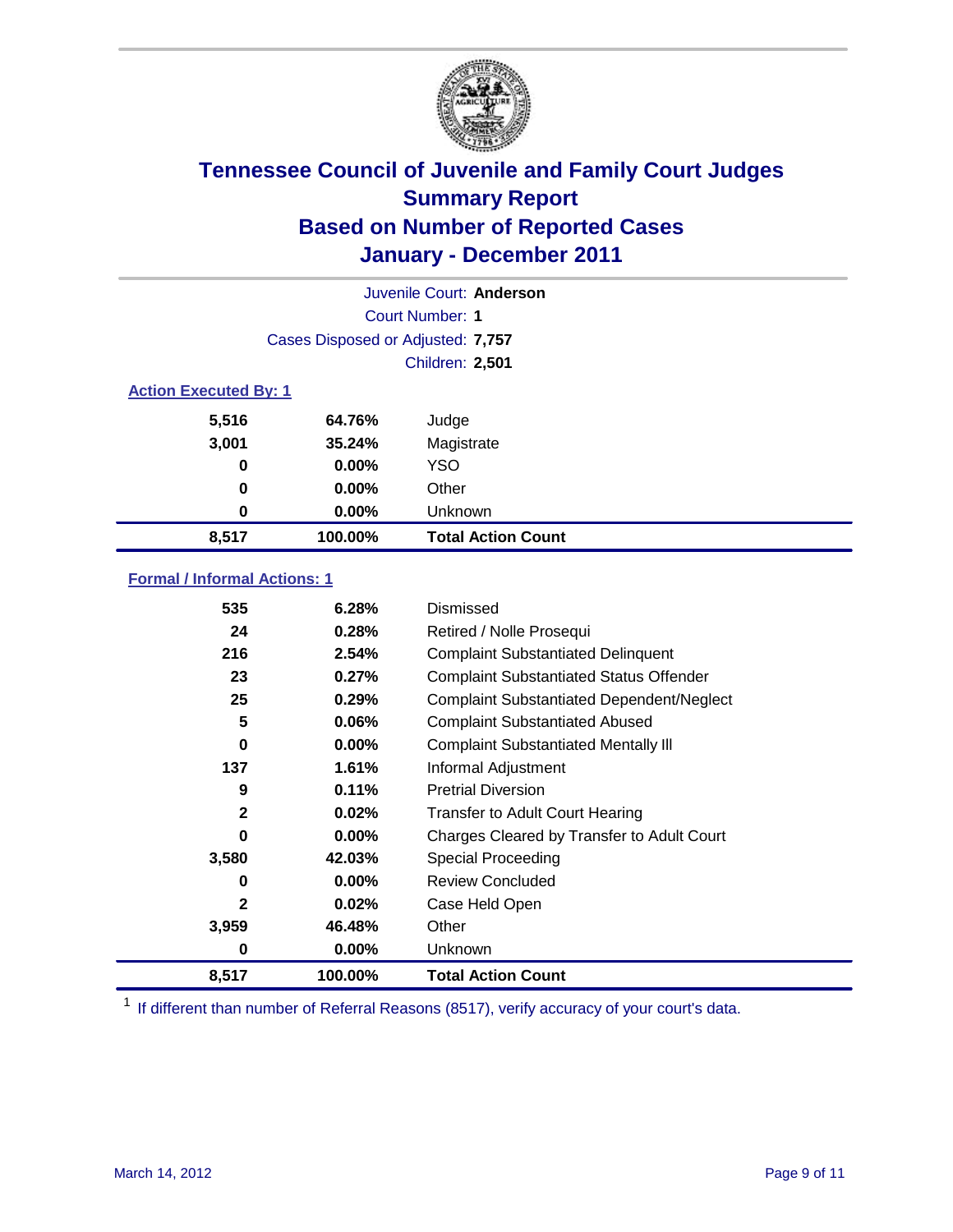# Tennessee Council of Juvenile and Family Court Judges
## Summary Report
## Based on Number of Reported Cases
## January - December 2011

Juvenile Court: **Anderson**

Court Number: **1**

Cases Disposed or Adjusted: **7,757**

Children: **2,501**

### Action Executed By: 1

| | | |
|---|---|---|
| 5,516 | 64.76% | Judge |
| 3,001 | 35.24% | Magistrate |
| 0 | 0.00% | YSO |
| 0 | 0.00% | Other |
| 0 | 0.00% | Unknown |
| **8,517** | **100.00%** | **Total Action Count** |

### Formal / Informal Actions: 1

| | | |
|---|---|---|
| 535 | 6.28% | Dismissed |
| 24 | 0.28% | Retired / Nolle Prosequi |
| 216 | 2.54% | Complaint Substantiated Delinquent |
| 23 | 0.27% | Complaint Substantiated Status Offender |
| 25 | 0.29% | Complaint Substantiated Dependent/Neglect |
| 5 | 0.06% | Complaint Substantiated Abused |
| 0 | 0.00% | Complaint Substantiated Mentally Ill |
| 137 | 1.61% | Informal Adjustment |
| 9 | 0.11% | Pretrial Diversion |
| 2 | 0.02% | Transfer to Adult Court Hearing |
| 0 | 0.00% | Charges Cleared by Transfer to Adult Court |
| 3,580 | 42.03% | Special Proceeding |
| 0 | 0.00% | Review Concluded |
| 2 | 0.02% | Case Held Open |
| 3,959 | 46.48% | Other |
| 0 | 0.00% | Unknown |
| **8,517** | **100.00%** | **Total Action Count** |

[1] If different than number of Referral Reasons (8517), verify accuracy of your court's data.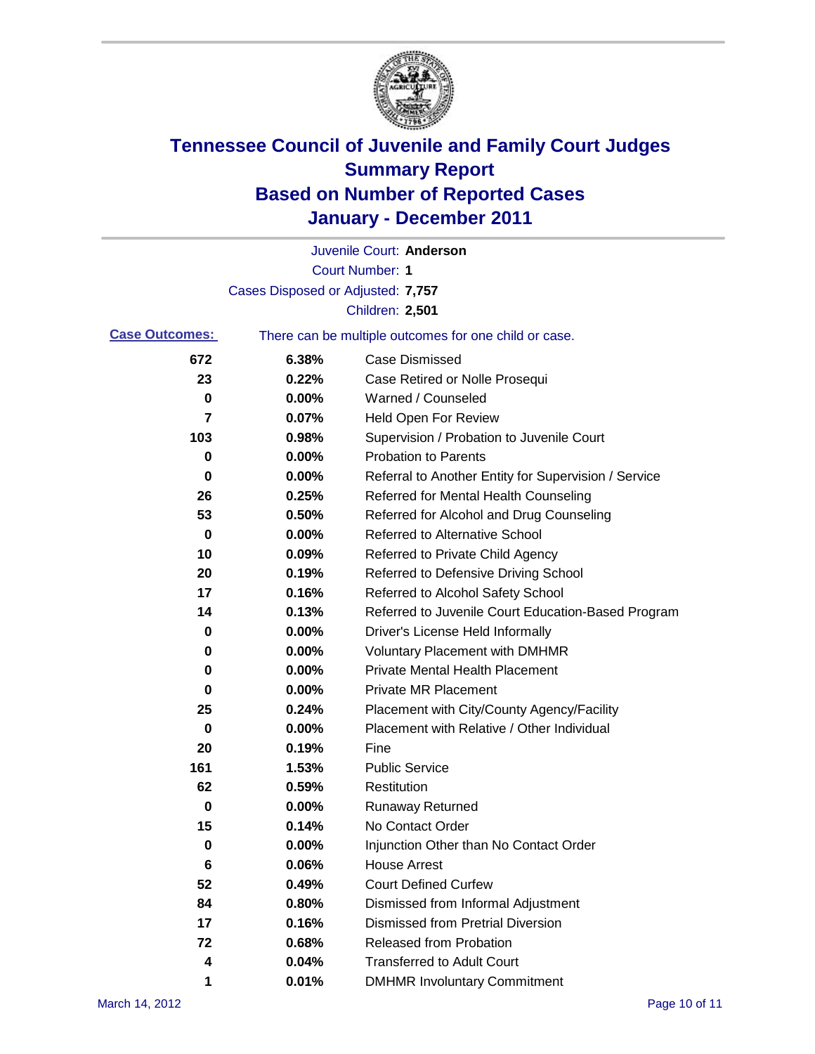# Tennessee Council of Juvenile and Family Court Judges
# Summary Report
# Based on Number of Reported Cases
# January - December 2011

Juvenile Court: **Anderson**

Court Number: **1**

Cases Disposed or Adjusted: **7,757**

Children: **2,501**

**Case Outcomes:** There can be multiple outcomes for one child or case.

| Count | Percent | Outcome |
|---|---|---|
| 672 | 6.38% | Case Dismissed |
| 23 | 0.22% | Case Retired or Nolle Prosequi |
| 0 | 0.00% | Warned / Counseled |
| 7 | 0.07% | Held Open For Review |
| 103 | 0.98% | Supervision / Probation to Juvenile Court |
| 0 | 0.00% | Probation to Parents |
| 0 | 0.00% | Referral to Another Entity for Supervision / Service |
| 26 | 0.25% | Referred for Mental Health Counseling |
| 53 | 0.50% | Referred for Alcohol and Drug Counseling |
| 0 | 0.00% | Referred to Alternative School |
| 10 | 0.09% | Referred to Private Child Agency |
| 20 | 0.19% | Referred to Defensive Driving School |
| 17 | 0.16% | Referred to Alcohol Safety School |
| 14 | 0.13% | Referred to Juvenile Court Education-Based Program |
| 0 | 0.00% | Driver's License Held Informally |
| 0 | 0.00% | Voluntary Placement with DMHMR |
| 0 | 0.00% | Private Mental Health Placement |
| 0 | 0.00% | Private MR Placement |
| 25 | 0.24% | Placement with City/County Agency/Facility |
| 0 | 0.00% | Placement with Relative / Other Individual |
| 20 | 0.19% | Fine |
| 161 | 1.53% | Public Service |
| 62 | 0.59% | Restitution |
| 0 | 0.00% | Runaway Returned |
| 15 | 0.14% | No Contact Order |
| 0 | 0.00% | Injunction Other than No Contact Order |
| 6 | 0.06% | House Arrest |
| 52 | 0.49% | Court Defined Curfew |
| 84 | 0.80% | Dismissed from Informal Adjustment |
| 17 | 0.16% | Dismissed from Pretrial Diversion |
| 72 | 0.68% | Released from Probation |
| 4 | 0.04% | Transferred to Adult Court |
| 1 | 0.01% | DMHMR Involuntary Commitment |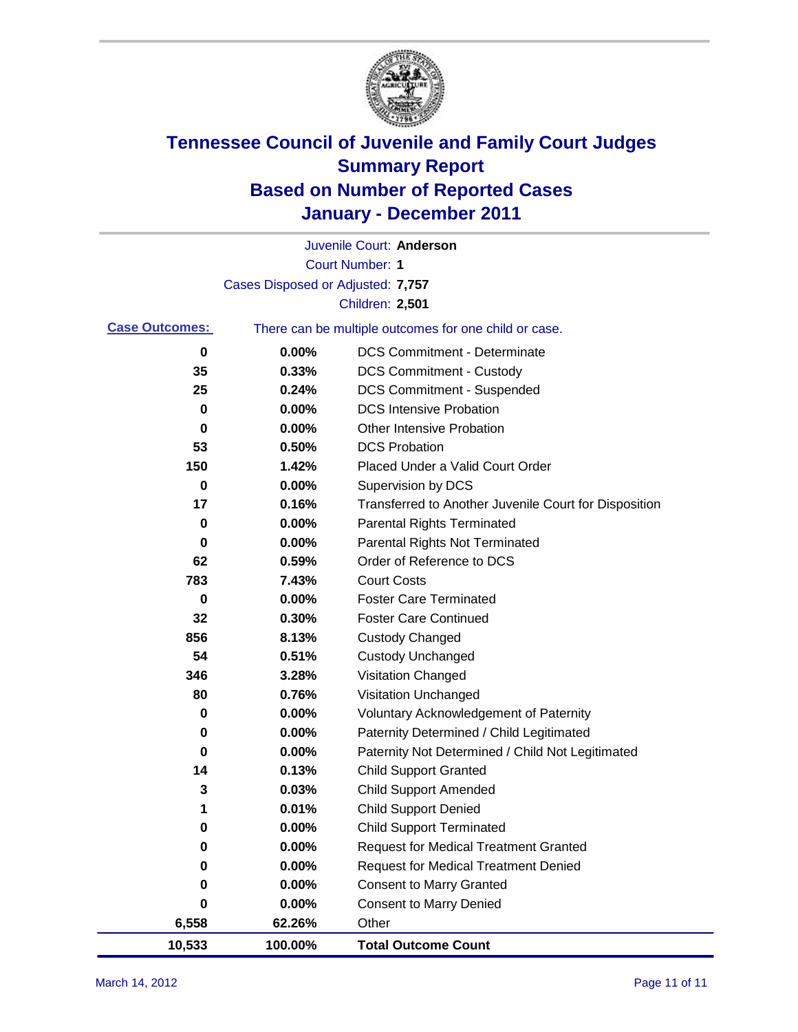# Tennessee Council of Juvenile and Family Court Judges
# Summary Report
# Based on Number of Reported Cases
# January - December 2011

Juvenile Court: **Anderson**

Court Number: **1**

Cases Disposed or Adjusted: **7,757**

Children: **2,501**

**Case Outcomes:** There can be multiple outcomes for one child or case.

| | | |
|---|---|---|
| 0 | 0.00% | DCS Commitment - Determinate |
| 35 | 0.33% | DCS Commitment - Custody |
| 25 | 0.24% | DCS Commitment - Suspended |
| 0 | 0.00% | DCS Intensive Probation |
| 0 | 0.00% | Other Intensive Probation |
| 53 | 0.50% | DCS Probation |
| 150 | 1.42% | Placed Under a Valid Court Order |
| 0 | 0.00% | Supervision by DCS |
| 17 | 0.16% | Transferred to Another Juvenile Court for Disposition |
| 0 | 0.00% | Parental Rights Terminated |
| 0 | 0.00% | Parental Rights Not Terminated |
| 62 | 0.59% | Order of Reference to DCS |
| 783 | 7.43% | Court Costs |
| 0 | 0.00% | Foster Care Terminated |
| 32 | 0.30% | Foster Care Continued |
| 856 | 8.13% | Custody Changed |
| 54 | 0.51% | Custody Unchanged |
| 346 | 3.28% | Visitation Changed |
| 80 | 0.76% | Visitation Unchanged |
| 0 | 0.00% | Voluntary Acknowledgement of Paternity |
| 0 | 0.00% | Paternity Determined / Child Legitimated |
| 0 | 0.00% | Paternity Not Determined / Child Not Legitimated |
| 14 | 0.13% | Child Support Granted |
| 3 | 0.03% | Child Support Amended |
| 1 | 0.01% | Child Support Denied |
| 0 | 0.00% | Child Support Terminated |
| 0 | 0.00% | Request for Medical Treatment Granted |
| 0 | 0.00% | Request for Medical Treatment Denied |
| 0 | 0.00% | Consent to Marry Granted |
| 0 | 0.00% | Consent to Marry Denied |
| 6,558 | 62.26% | Other |
| **10,533** | **100.00%** | **Total Outcome Count** |